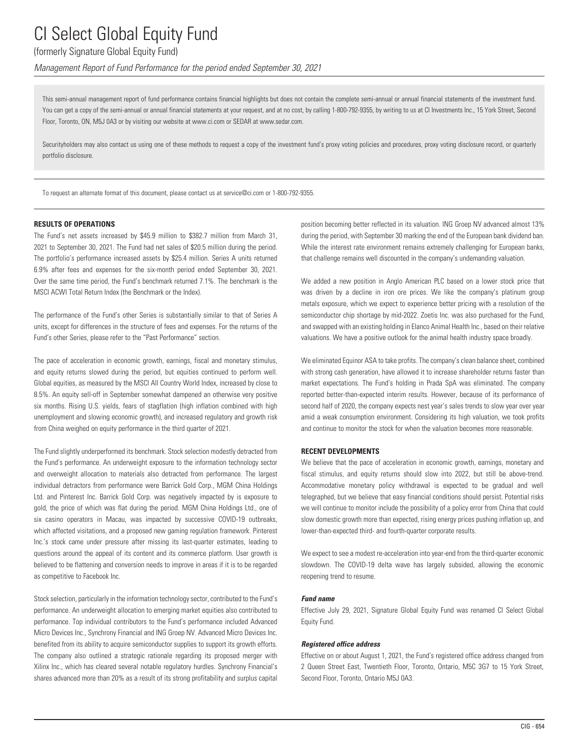# CI Select Global Equity Fund

(formerly Signature Global Equity Fund)

*Management Report of Fund Performance for the period ended September 30, 2021*

This semi-annual management report of fund performance contains financial highlights but does not contain the complete semi-annual or annual financial statements of the investment fund. You can get a copy of the semi-annual or annual financial statements at your request, and at no cost, by calling 1-800-792-9355, by writing to us at CI Investments Inc., 15 York Street, Second Floor, Toronto, ON, M5J 0A3 or by visiting our website at www.ci.com or SEDAR at www.sedar.com.

Securityholders may also contact us using one of these methods to request a copy of the investment fund's proxy voting policies and procedures, proxy voting disclosure record, or quarterly portfolio disclosure.

To request an alternate format of this document, please contact us at service@ci.com or 1-800-792-9355.

## RESULTS OF OPERATIONS

The Fund's net assets increased by $45.9 million to $382.7 million from March 31, 2021 to September 30, 2021. The Fund had net sales of $20.5 million during the period. The portfolio's performance increased assets by $25.4 million. Series A units returned 6.9% after fees and expenses for the six-month period ended September 30, 2021. Over the same time period, the Fund's benchmark returned 7.1%. The benchmark is the MSCI ACWI Total Return Index (the Benchmark or the Index).

The performance of the Fund's other Series is substantially similar to that of Series A units, except for differences in the structure of fees and expenses. For the returns of the Fund's other Series, please refer to the "Past Performance" section.

The pace of acceleration in economic growth, earnings, fiscal and monetary stimulus, and equity returns slowed during the period, but equities continued to perform well. Global equities, as measured by the MSCI All Country World Index, increased by close to 8.5%. An equity sell-off in September somewhat dampened an otherwise very positive six months. Rising U.S. yields, fears of stagflation (high inflation combined with high unemployment and slowing economic growth), and increased regulatory and growth risk from China weighed on equity performance in the third quarter of 2021.

The Fund slightly underperformed its benchmark. Stock selection modestly detracted from the Fund's performance. An underweight exposure to the information technology sector and overweight allocation to materials also detracted from performance. The largest individual detractors from performance were Barrick Gold Corp., MGM China Holdings Ltd. and Pinterest Inc. Barrick Gold Corp. was negatively impacted by is exposure to gold, the price of which was flat during the period. MGM China Holdings Ltd., one of six casino operators in Macau, was impacted by successive COVID-19 outbreaks, which affected visitations, and a proposed new gaming regulation framework. Pinterest Inc.'s stock came under pressure after missing its last-quarter estimates, leading to questions around the appeal of its content and its commerce platform. User growth is believed to be flattening and conversion needs to improve in areas if it is to be regarded as competitive to Facebook Inc.

Stock selection, particularly in the information technology sector, contributed to the Fund's performance. An underweight allocation to emerging market equities also contributed to performance. Top individual contributors to the Fund's performance included Advanced Micro Devices Inc., Synchrony Financial and ING Groep NV. Advanced Micro Devices Inc. benefited from its ability to acquire semiconductor supplies to support its growth efforts. The company also outlined a strategic rationale regarding its proposed merger with Xilinx Inc., which has cleared several notable regulatory hurdles. Synchrony Financial's shares advanced more than 20% as a result of its strong profitability and surplus capital position becoming better reflected in its valuation. ING Groep NV advanced almost 13% during the period, with September 30 marking the end of the European bank dividend ban. While the interest rate environment remains extremely challenging for European banks, that challenge remains well discounted in the company's undemanding valuation.

We added a new position in Anglo American PLC based on a lower stock price that was driven by a decline in iron ore prices. We like the company's platinum group metals exposure, which we expect to experience better pricing with a resolution of the semiconductor chip shortage by mid-2022. Zoetis Inc. was also purchased for the Fund, and swapped with an existing holding in Elanco Animal Health Inc., based on their relative valuations. We have a positive outlook for the animal health industry space broadly.

We eliminated Equinor ASA to take profits. The company's clean balance sheet, combined with strong cash generation, have allowed it to increase shareholder returns faster than market expectations. The Fund's holding in Prada SpA was eliminated. The company reported better-than-expected interim results. However, because of its performance of second half of 2020, the company expects nest year's sales trends to slow year over year amid a weak consumption environment. Considering its high valuation, we took profits and continue to monitor the stock for when the valuation becomes more reasonable.

## RECENT DEVELOPMENTS

We believe that the pace of acceleration in economic growth, earnings, monetary and fiscal stimulus, and equity returns should slow into 2022, but still be above-trend. Accommodative monetary policy withdrawal is expected to be gradual and well telegraphed, but we believe that easy financial conditions should persist. Potential risks we will continue to monitor include the possibility of a policy error from China that could slow domestic growth more than expected, rising energy prices pushing inflation up, and lower-than-expected third- and fourth-quarter corporate results.

We expect to see a modest re-acceleration into year-end from the third-quarter economic slowdown. The COVID-19 delta wave has largely subsided, allowing the economic reopening trend to resume.

### *Fund name*

Effective July 29, 2021, Signature Global Equity Fund was renamed CI Select Global Equity Fund.

### *Registered office address*

Effective on or about August 1, 2021, the Fund's registered office address changed from 2 Queen Street East, Twentieth Floor, Toronto, Ontario, M5C 3G7 to 15 York Street, Second Floor, Toronto, Ontario M5J 0A3.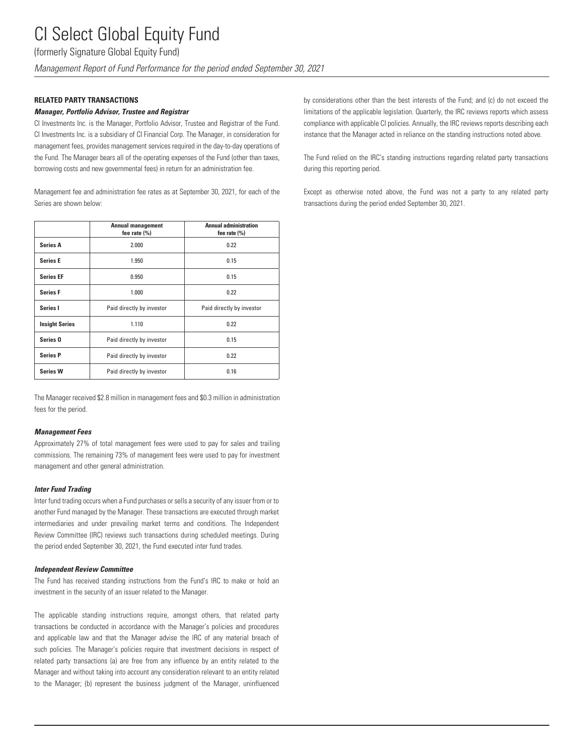### RELATED PARTY TRANSACTIONS

***Manager, Portfolio Advisor, Trustee and Registrar***

CI Investments Inc. is the Manager, Portfolio Advisor, Trustee and Registrar of the Fund. CI Investments Inc. is a subsidiary of CI Financial Corp. The Manager, in consideration for management fees, provides management services required in the day-to-day operations of the Fund. The Manager bears all of the operating expenses of the Fund (other than taxes, borrowing costs and new governmental fees) in return for an administration fee.

Management fee and administration fee rates as at September 30, 2021, for each of the Series are shown below:

| | Annual management fee rate (%) | Annual administration fee rate (%) |
|---|---|---|
| **Series A** | 2.000 | 0.22 |
| **Series E** | 1.950 | 0.15 |
| **Series EF** | 0.950 | 0.15 |
| **Series F** | 1.000 | 0.22 |
| **Series I** | Paid directly by investor | Paid directly by investor |
| **Insight Series** | 1.110 | 0.22 |
| **Series O** | Paid directly by investor | 0.15 |
| **Series P** | Paid directly by investor | 0.22 |
| **Series W** | Paid directly by investor | 0.16 |

The Manager received $2.8 million in management fees and $0.3 million in administration fees for the period.

***Management Fees***

Approximately 27% of total management fees were used to pay for sales and trailing commissions. The remaining 73% of management fees were used to pay for investment management and other general administration.

***Inter Fund Trading***

Inter fund trading occurs when a Fund purchases or sells a security of any issuer from or to another Fund managed by the Manager. These transactions are executed through market intermediaries and under prevailing market terms and conditions. The Independent Review Committee (IRC) reviews such transactions during scheduled meetings. During the period ended September 30, 2021, the Fund executed inter fund trades.

***Independent Review Committee***

The Fund has received standing instructions from the Fund's IRC to make or hold an investment in the security of an issuer related to the Manager.

The applicable standing instructions require, amongst others, that related party transactions be conducted in accordance with the Manager's policies and procedures and applicable law and that the Manager advise the IRC of any material breach of such policies. The Manager's policies require that investment decisions in respect of related party transactions (a) are free from any influence by an entity related to the Manager and without taking into account any consideration relevant to an entity related to the Manager; (b) represent the business judgment of the Manager, uninfluenced by considerations other than the best interests of the Fund; and (c) do not exceed the limitations of the applicable legislation. Quarterly, the IRC reviews reports which assess compliance with applicable CI policies. Annually, the IRC reviews reports describing each instance that the Manager acted in reliance on the standing instructions noted above.

The Fund relied on the IRC's standing instructions regarding related party transactions during this reporting period.

Except as otherwise noted above, the Fund was not a party to any related party transactions during the period ended September 30, 2021.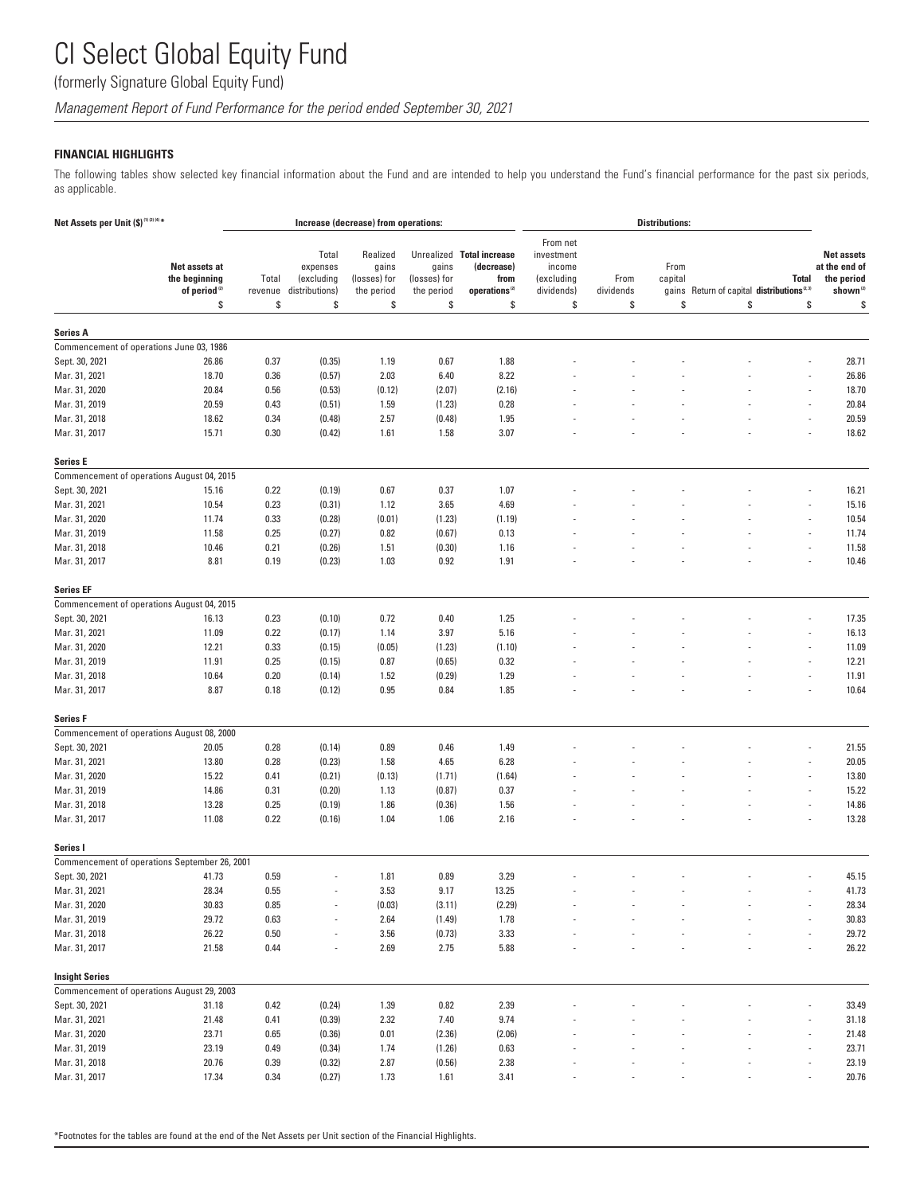# CI Select Global Equity Fund

(formerly Signature Global Equity Fund)

*Management Report of Fund Performance for the period ended September 30, 2021*

## FINANCIAL HIGHLIGHTS

The following tables show selected key financial information about the Fund and are intended to help you understand the Fund's financial performance for the past six periods, as applicable.

**Net Assets per Unit ($)[1] [2] [4] ***

| | Net assets at the beginning of period[2] | Increase (decrease) from operations: Total revenue | Total expenses (excluding distributions) | Realized gains (losses) for the period | Unrealized gains (losses) for the period | Total increase (decrease) from operations[2] | Distributions: From net investment income (excluding dividends) | From dividends | From capital gains | Return of capital | Total distributions[2, 3] | Net assets at the end of the period shown[2] |
|---|---|---|---|---|---|---|---|---|---|---|---|---|
| | $ | $ | $ | $ | $ | $ | $ | $ | $ | $ | $ | $ |
| **Series A** | | | | | | | | | | | | |
| Commencement of operations June 03, 1986 | | | | | | | | | | | | |
| Sept. 30, 2021 | 26.86 | 0.37 | (0.35) | 1.19 | 0.67 | 1.88 | - | - | - | - | - | 28.71 |
| Mar. 31, 2021 | 18.70 | 0.36 | (0.57) | 2.03 | 6.40 | 8.22 | - | - | - | - | - | 26.86 |
| Mar. 31, 2020 | 20.84 | 0.56 | (0.53) | (0.12) | (2.07) | (2.16) | - | - | - | - | - | 18.70 |
| Mar. 31, 2019 | 20.59 | 0.43 | (0.51) | 1.59 | (1.23) | 0.28 | - | - | - | - | - | 20.84 |
| Mar. 31, 2018 | 18.62 | 0.34 | (0.48) | 2.57 | (0.48) | 1.95 | - | - | - | - | - | 20.59 |
| Mar. 31, 2017 | 15.71 | 0.30 | (0.42) | 1.61 | 1.58 | 3.07 | - | - | - | - | - | 18.62 |
| **Series E** | | | | | | | | | | | | |
| Commencement of operations August 04, 2015 | | | | | | | | | | | | |
| Sept. 30, 2021 | 15.16 | 0.22 | (0.19) | 0.67 | 0.37 | 1.07 | - | - | - | - | - | 16.21 |
| Mar. 31, 2021 | 10.54 | 0.23 | (0.31) | 1.12 | 3.65 | 4.69 | - | - | - | - | - | 15.16 |
| Mar. 31, 2020 | 11.74 | 0.33 | (0.28) | (0.01) | (1.23) | (1.19) | - | - | - | - | - | 10.54 |
| Mar. 31, 2019 | 11.58 | 0.25 | (0.27) | 0.82 | (0.67) | 0.13 | - | - | - | - | - | 11.74 |
| Mar. 31, 2018 | 10.46 | 0.21 | (0.26) | 1.51 | (0.30) | 1.16 | - | - | - | - | - | 11.58 |
| Mar. 31, 2017 | 8.81 | 0.19 | (0.23) | 1.03 | 0.92 | 1.91 | - | - | - | - | - | 10.46 |
| **Series EF** | | | | | | | | | | | | |
| Commencement of operations August 04, 2015 | | | | | | | | | | | | |
| Sept. 30, 2021 | 16.13 | 0.23 | (0.10) | 0.72 | 0.40 | 1.25 | - | - | - | - | - | 17.35 |
| Mar. 31, 2021 | 11.09 | 0.22 | (0.17) | 1.14 | 3.97 | 5.16 | - | - | - | - | - | 16.13 |
| Mar. 31, 2020 | 12.21 | 0.33 | (0.15) | (0.05) | (1.23) | (1.10) | - | - | - | - | - | 11.09 |
| Mar. 31, 2019 | 11.91 | 0.25 | (0.15) | 0.87 | (0.65) | 0.32 | - | - | - | - | - | 12.21 |
| Mar. 31, 2018 | 10.64 | 0.20 | (0.14) | 1.52 | (0.29) | 1.29 | - | - | - | - | - | 11.91 |
| Mar. 31, 2017 | 8.87 | 0.18 | (0.12) | 0.95 | 0.84 | 1.85 | - | - | - | - | - | 10.64 |
| **Series F** | | | | | | | | | | | | |
| Commencement of operations August 08, 2000 | | | | | | | | | | | | |
| Sept. 30, 2021 | 20.05 | 0.28 | (0.14) | 0.89 | 0.46 | 1.49 | - | - | - | - | - | 21.55 |
| Mar. 31, 2021 | 13.80 | 0.28 | (0.23) | 1.58 | 4.65 | 6.28 | - | - | - | - | - | 20.05 |
| Mar. 31, 2020 | 15.22 | 0.41 | (0.21) | (0.13) | (1.71) | (1.64) | - | - | - | - | - | 13.80 |
| Mar. 31, 2019 | 14.86 | 0.31 | (0.20) | 1.13 | (0.87) | 0.37 | - | - | - | - | - | 15.22 |
| Mar. 31, 2018 | 13.28 | 0.25 | (0.19) | 1.86 | (0.36) | 1.56 | - | - | - | - | - | 14.86 |
| Mar. 31, 2017 | 11.08 | 0.22 | (0.16) | 1.04 | 1.06 | 2.16 | - | - | - | - | - | 13.28 |
| **Series I** | | | | | | | | | | | | |
| Commencement of operations September 26, 2001 | | | | | | | | | | | | |
| Sept. 30, 2021 | 41.73 | 0.59 | - | 1.81 | 0.89 | 3.29 | - | - | - | - | - | 45.15 |
| Mar. 31, 2021 | 28.34 | 0.55 | - | 3.53 | 9.17 | 13.25 | - | - | - | - | - | 41.73 |
| Mar. 31, 2020 | 30.83 | 0.85 | - | (0.03) | (3.11) | (2.29) | - | - | - | - | - | 28.34 |
| Mar. 31, 2019 | 29.72 | 0.63 | - | 2.64 | (1.49) | 1.78 | - | - | - | - | - | 30.83 |
| Mar. 31, 2018 | 26.22 | 0.50 | - | 3.56 | (0.73) | 3.33 | - | - | - | - | - | 29.72 |
| Mar. 31, 2017 | 21.58 | 0.44 | - | 2.69 | 2.75 | 5.88 | - | - | - | - | - | 26.22 |
| **Insight Series** | | | | | | | | | | | | |
| Commencement of operations August 29, 2003 | | | | | | | | | | | | |
| Sept. 30, 2021 | 31.18 | 0.42 | (0.24) | 1.39 | 0.82 | 2.39 | - | - | - | - | - | 33.49 |
| Mar. 31, 2021 | 21.48 | 0.41 | (0.39) | 2.32 | 7.40 | 9.74 | - | - | - | - | - | 31.18 |
| Mar. 31, 2020 | 23.71 | 0.65 | (0.36) | 0.01 | (2.36) | (2.06) | - | - | - | - | - | 21.48 |
| Mar. 31, 2019 | 23.19 | 0.49 | (0.34) | 1.74 | (1.26) | 0.63 | - | - | - | - | - | 23.71 |
| Mar. 31, 2018 | 20.76 | 0.39 | (0.32) | 2.87 | (0.56) | 2.38 | - | - | - | - | - | 23.19 |
| Mar. 31, 2017 | 17.34 | 0.34 | (0.27) | 1.73 | 1.61 | 3.41 | - | - | - | - | - | 20.76 |

*Footnotes for the tables are found at the end of the Net Assets per Unit section of the Financial Highlights.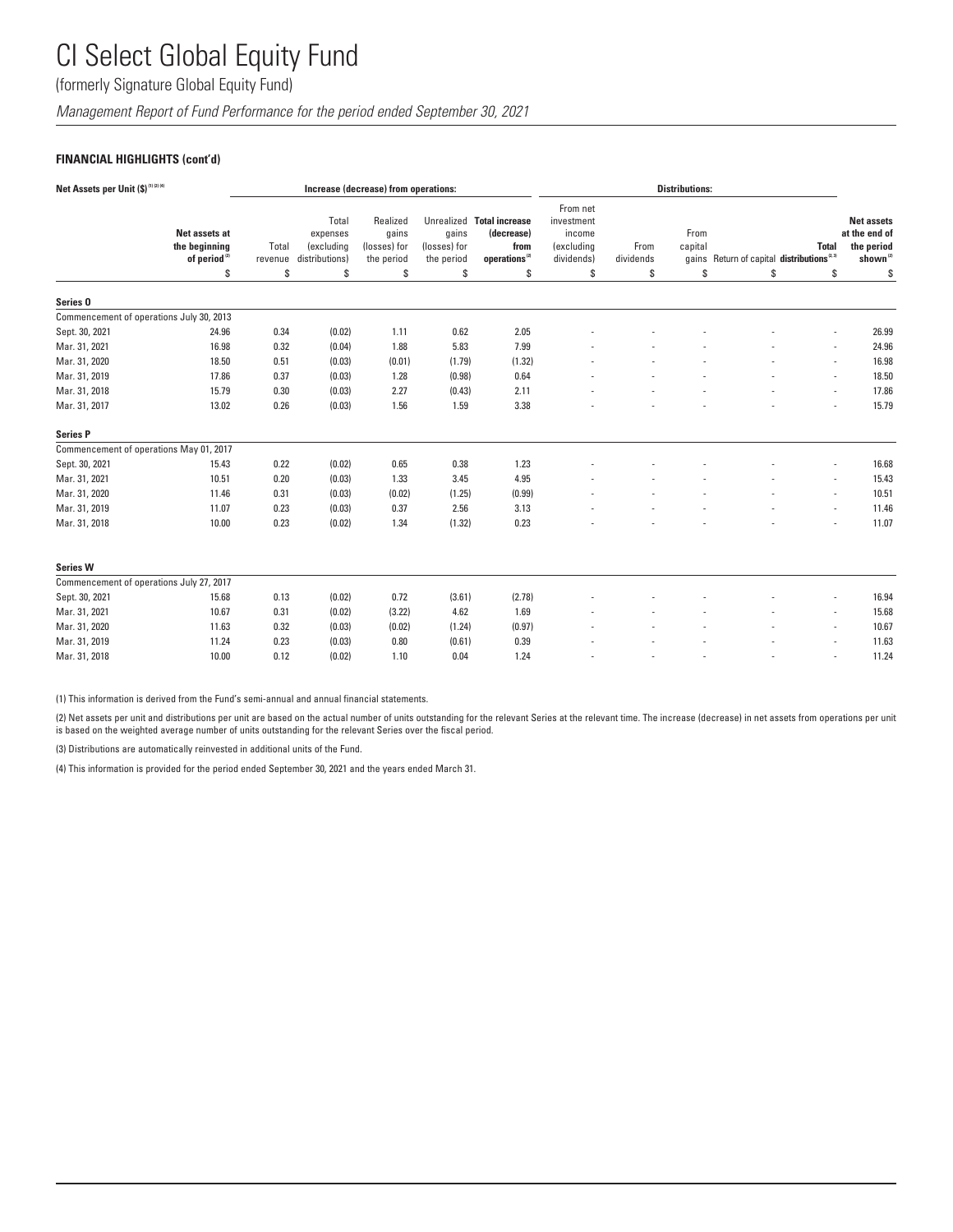# CI Select Global Equity Fund

(formerly Signature Global Equity Fund)

*Management Report of Fund Performance for the period ended September 30, 2021*

**FINANCIAL HIGHLIGHTS (cont'd)**

| Net Assets per Unit ($) [1] [2] [4] | | Increase (decrease) from operations: | | | | | Distributions: | | | | | | |
|---|---|---|---|---|---|---|---|---|---|---|---|---|
| | Net assets at the beginning of period [2] | Total revenue | Total expenses (excluding distributions) | Realized gains (losses) for the period | Unrealized gains (losses) for the period | Total increase (decrease) from operations [2] | From net investment income (excluding dividends) | From dividends | From capital gains | Return of capital | Total distributions [2,3] | Net assets at the end of the period shown [2] |
| | $ | $ | $ | $ | $ | $ | $ | $ | $ | $ | $ | $ |
| **Series O** | | | | | | | | | | | | |
| Commencement of operations July 30, 2013 | | | | | | | | | | | | |
| Sept. 30, 2021 | 24.96 | 0.34 | (0.02) | 1.11 | 0.62 | 2.05 | - | - | - | - | - | 26.99 |
| Mar. 31, 2021 | 16.98 | 0.32 | (0.04) | 1.88 | 5.83 | 7.99 | - | - | - | - | - | 24.96 |
| Mar. 31, 2020 | 18.50 | 0.51 | (0.03) | (0.01) | (1.79) | (1.32) | - | - | - | - | - | 16.98 |
| Mar. 31, 2019 | 17.86 | 0.37 | (0.03) | 1.28 | (0.98) | 0.64 | - | - | - | - | - | 18.50 |
| Mar. 31, 2018 | 15.79 | 0.30 | (0.03) | 2.27 | (0.43) | 2.11 | - | - | - | - | - | 17.86 |
| Mar. 31, 2017 | 13.02 | 0.26 | (0.03) | 1.56 | 1.59 | 3.38 | - | - | - | - | - | 15.79 |
| **Series P** | | | | | | | | | | | | |
| Commencement of operations May 01, 2017 | | | | | | | | | | | | |
| Sept. 30, 2021 | 15.43 | 0.22 | (0.02) | 0.65 | 0.38 | 1.23 | - | - | - | - | - | 16.68 |
| Mar. 31, 2021 | 10.51 | 0.20 | (0.03) | 1.33 | 3.45 | 4.95 | - | - | - | - | - | 15.43 |
| Mar. 31, 2020 | 11.46 | 0.31 | (0.03) | (0.02) | (1.25) | (0.99) | - | - | - | - | - | 10.51 |
| Mar. 31, 2019 | 11.07 | 0.23 | (0.03) | 0.37 | 2.56 | 3.13 | - | - | - | - | - | 11.46 |
| Mar. 31, 2018 | 10.00 | 0.23 | (0.02) | 1.34 | (1.32) | 0.23 | - | - | - | - | - | 11.07 |
| **Series W** | | | | | | | | | | | | |
| Commencement of operations July 27, 2017 | | | | | | | | | | | | |
| Sept. 30, 2021 | 15.68 | 0.13 | (0.02) | 0.72 | (3.61) | (2.78) | - | - | - | - | - | 16.94 |
| Mar. 31, 2021 | 10.67 | 0.31 | (0.02) | (3.22) | 4.62 | 1.69 | - | - | - | - | - | 15.68 |
| Mar. 31, 2020 | 11.63 | 0.32 | (0.03) | (0.02) | (1.24) | (0.97) | - | - | - | - | - | 10.67 |
| Mar. 31, 2019 | 11.24 | 0.23 | (0.03) | 0.80 | (0.61) | 0.39 | - | - | - | - | - | 11.63 |
| Mar. 31, 2018 | 10.00 | 0.12 | (0.02) | 1.10 | 0.04 | 1.24 | - | - | - | - | - | 11.24 |

(1) This information is derived from the Fund's semi-annual and annual financial statements.

(2) Net assets per unit and distributions per unit are based on the actual number of units outstanding for the relevant Series at the relevant time. The increase (decrease) in net assets from operations per unit is based on the weighted average number of units outstanding for the relevant Series over the fiscal period.

(3) Distributions are automatically reinvested in additional units of the Fund.

(4) This information is provided for the period ended September 30, 2021 and the years ended March 31.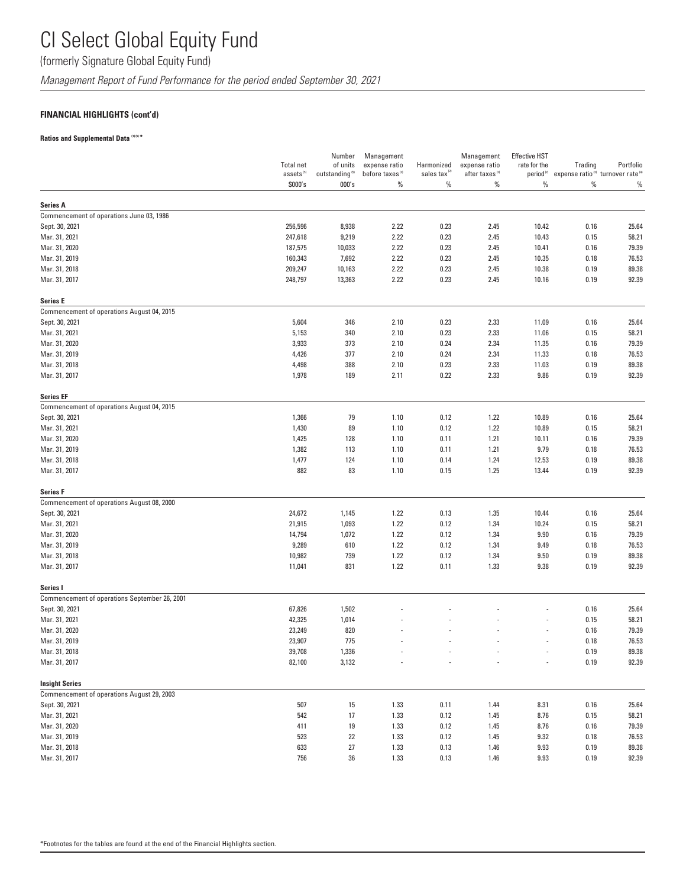# CI Select Global Equity Fund

(formerly Signature Global Equity Fund)

*Management Report of Fund Performance for the period ended September 30, 2021*

## FINANCIAL HIGHLIGHTS (cont'd)

**Ratios and Supplemental Data [1][5] ***

| | Total net assets [5] | Number of units outstanding [5] | Management expense ratio before taxes [2] | Harmonized sales tax [2] | Management expense ratio after taxes [2] | Effective HST rate for the period [2] | Trading expense ratio [3] | Portfolio turnover rate [4] |
|---|---|---|---|---|---|---|---|---|
| | $000's | 000's | % | % | % | % | % | % |
| **Series A** | | | | | | | | |
| Commencement of operations June 03, 1986 | | | | | | | | |
| Sept. 30, 2021 | 256,596 | 8,938 | 2.22 | 0.23 | 2.45 | 10.42 | 0.16 | 25.64 |
| Mar. 31, 2021 | 247,618 | 9,219 | 2.22 | 0.23 | 2.45 | 10.43 | 0.15 | 58.21 |
| Mar. 31, 2020 | 187,575 | 10,033 | 2.22 | 0.23 | 2.45 | 10.41 | 0.16 | 79.39 |
| Mar. 31, 2019 | 160,343 | 7,692 | 2.22 | 0.23 | 2.45 | 10.35 | 0.18 | 76.53 |
| Mar. 31, 2018 | 209,247 | 10,163 | 2.22 | 0.23 | 2.45 | 10.38 | 0.19 | 89.38 |
| Mar. 31, 2017 | 248,797 | 13,363 | 2.22 | 0.23 | 2.45 | 10.16 | 0.19 | 92.39 |
| **Series E** | | | | | | | | |
| Commencement of operations August 04, 2015 | | | | | | | | |
| Sept. 30, 2021 | 5,604 | 346 | 2.10 | 0.23 | 2.33 | 11.09 | 0.16 | 25.64 |
| Mar. 31, 2021 | 5,153 | 340 | 2.10 | 0.23 | 2.33 | 11.06 | 0.15 | 58.21 |
| Mar. 31, 2020 | 3,933 | 373 | 2.10 | 0.24 | 2.34 | 11.35 | 0.16 | 79.39 |
| Mar. 31, 2019 | 4,426 | 377 | 2.10 | 0.24 | 2.34 | 11.33 | 0.18 | 76.53 |
| Mar. 31, 2018 | 4,498 | 388 | 2.10 | 0.23 | 2.33 | 11.03 | 0.19 | 89.38 |
| Mar. 31, 2017 | 1,978 | 189 | 2.11 | 0.22 | 2.33 | 9.86 | 0.19 | 92.39 |
| **Series EF** | | | | | | | | |
| Commencement of operations August 04, 2015 | | | | | | | | |
| Sept. 30, 2021 | 1,366 | 79 | 1.10 | 0.12 | 1.22 | 10.89 | 0.16 | 25.64 |
| Mar. 31, 2021 | 1,430 | 89 | 1.10 | 0.12 | 1.22 | 10.89 | 0.15 | 58.21 |
| Mar. 31, 2020 | 1,425 | 128 | 1.10 | 0.11 | 1.21 | 10.11 | 0.16 | 79.39 |
| Mar. 31, 2019 | 1,382 | 113 | 1.10 | 0.11 | 1.21 | 9.79 | 0.18 | 76.53 |
| Mar. 31, 2018 | 1,477 | 124 | 1.10 | 0.14 | 1.24 | 12.53 | 0.19 | 89.38 |
| Mar. 31, 2017 | 882 | 83 | 1.10 | 0.15 | 1.25 | 13.44 | 0.19 | 92.39 |
| **Series F** | | | | | | | | |
| Commencement of operations August 08, 2000 | | | | | | | | |
| Sept. 30, 2021 | 24,672 | 1,145 | 1.22 | 0.13 | 1.35 | 10.44 | 0.16 | 25.64 |
| Mar. 31, 2021 | 21,915 | 1,093 | 1.22 | 0.12 | 1.34 | 10.24 | 0.15 | 58.21 |
| Mar. 31, 2020 | 14,794 | 1,072 | 1.22 | 0.12 | 1.34 | 9.90 | 0.16 | 79.39 |
| Mar. 31, 2019 | 9,289 | 610 | 1.22 | 0.12 | 1.34 | 9.49 | 0.18 | 76.53 |
| Mar. 31, 2018 | 10,982 | 739 | 1.22 | 0.12 | 1.34 | 9.50 | 0.19 | 89.38 |
| Mar. 31, 2017 | 11,041 | 831 | 1.22 | 0.11 | 1.33 | 9.38 | 0.19 | 92.39 |
| **Series I** | | | | | | | | |
| Commencement of operations September 26, 2001 | | | | | | | | |
| Sept. 30, 2021 | 67,826 | 1,502 | - | - | - | - | 0.16 | 25.64 |
| Mar. 31, 2021 | 42,325 | 1,014 | - | - | - | - | 0.15 | 58.21 |
| Mar. 31, 2020 | 23,249 | 820 | - | - | - | - | 0.16 | 79.39 |
| Mar. 31, 2019 | 23,907 | 775 | - | - | - | - | 0.18 | 76.53 |
| Mar. 31, 2018 | 39,708 | 1,336 | - | - | - | - | 0.19 | 89.38 |
| Mar. 31, 2017 | 82,100 | 3,132 | - | - | - | - | 0.19 | 92.39 |
| **Insight Series** | | | | | | | | |
| Commencement of operations August 29, 2003 | | | | | | | | |
| Sept. 30, 2021 | 507 | 15 | 1.33 | 0.11 | 1.44 | 8.31 | 0.16 | 25.64 |
| Mar. 31, 2021 | 542 | 17 | 1.33 | 0.12 | 1.45 | 8.76 | 0.15 | 58.21 |
| Mar. 31, 2020 | 411 | 19 | 1.33 | 0.12 | 1.45 | 8.76 | 0.16 | 79.39 |
| Mar. 31, 2019 | 523 | 22 | 1.33 | 0.12 | 1.45 | 9.32 | 0.18 | 76.53 |
| Mar. 31, 2018 | 633 | 27 | 1.33 | 0.13 | 1.46 | 9.93 | 0.19 | 89.38 |
| Mar. 31, 2017 | 756 | 36 | 1.33 | 0.13 | 1.46 | 9.93 | 0.19 | 92.39 |

*Footnotes for the tables are found at the end of the Financial Highlights section.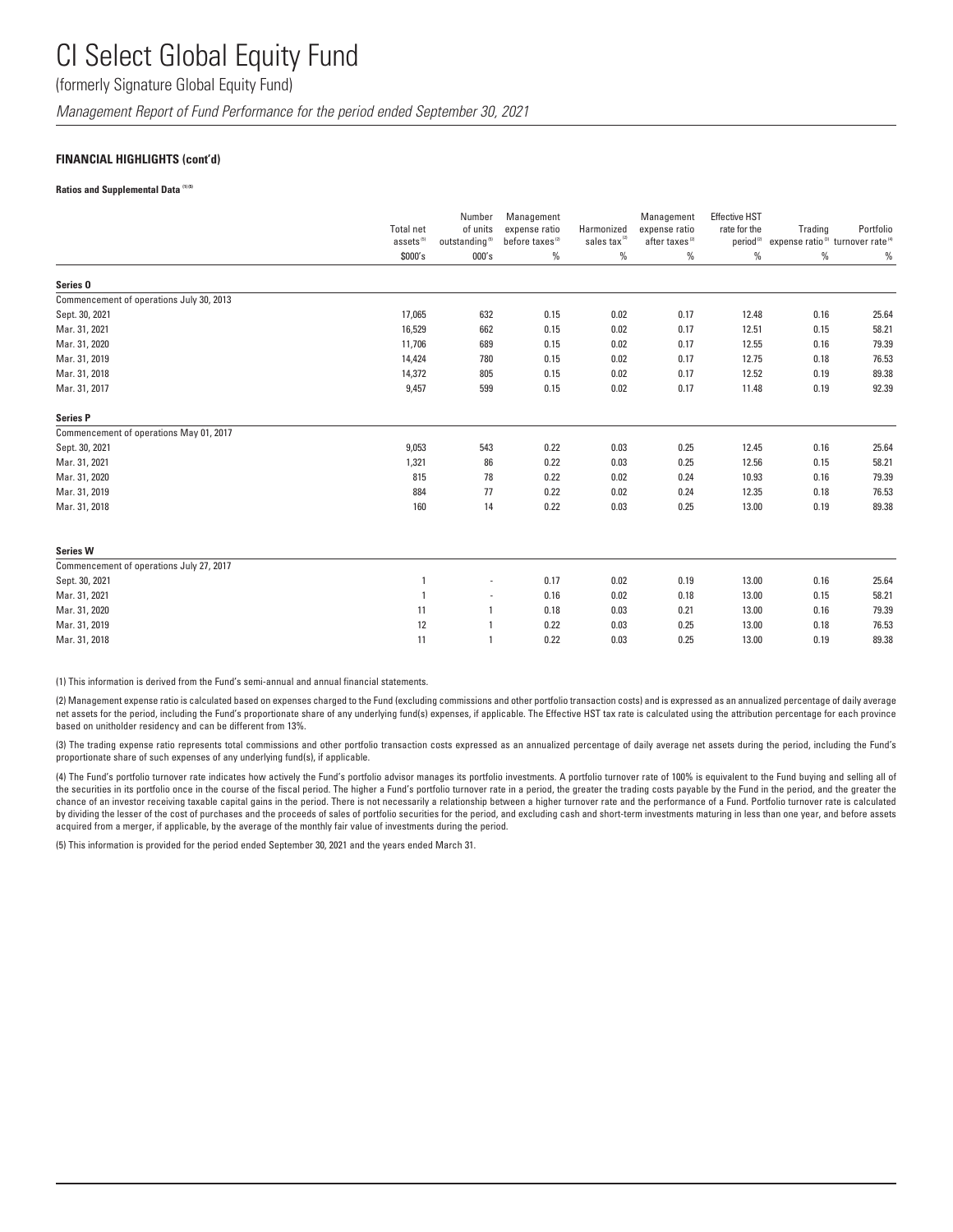# CI Select Global Equity Fund

(formerly Signature Global Equity Fund)

*Management Report of Fund Performance for the period ended September 30, 2021*

**FINANCIAL HIGHLIGHTS (cont'd)**

**Ratios and Supplemental Data** [1][5]

| | Total net assets [5] | Number of units outstanding [5] | Management expense ratio before taxes [2] | Harmonized sales tax [2] | Management expense ratio after taxes [2] | Effective HST rate for the period [2] | Trading expense ratio [3] | Portfolio turnover rate [4] |
|---|---|---|---|---|---|---|---|---|
| | $000's | 000's | % | % | % | % | % | % |
| **Series O** | | | | | | | | |
| Commencement of operations July 30, 2013 | | | | | | | | |
| Sept. 30, 2021 | 17,065 | 632 | 0.15 | 0.02 | 0.17 | 12.48 | 0.16 | 25.64 |
| Mar. 31, 2021 | 16,529 | 662 | 0.15 | 0.02 | 0.17 | 12.51 | 0.15 | 58.21 |
| Mar. 31, 2020 | 11,706 | 689 | 0.15 | 0.02 | 0.17 | 12.55 | 0.16 | 79.39 |
| Mar. 31, 2019 | 14,424 | 780 | 0.15 | 0.02 | 0.17 | 12.75 | 0.18 | 76.53 |
| Mar. 31, 2018 | 14,372 | 805 | 0.15 | 0.02 | 0.17 | 12.52 | 0.19 | 89.38 |
| Mar. 31, 2017 | 9,457 | 599 | 0.15 | 0.02 | 0.17 | 11.48 | 0.19 | 92.39 |
| **Series P** | | | | | | | | |
| Commencement of operations May 01, 2017 | | | | | | | | |
| Sept. 30, 2021 | 9,053 | 543 | 0.22 | 0.03 | 0.25 | 12.45 | 0.16 | 25.64 |
| Mar. 31, 2021 | 1,321 | 86 | 0.22 | 0.03 | 0.25 | 12.56 | 0.15 | 58.21 |
| Mar. 31, 2020 | 815 | 78 | 0.22 | 0.02 | 0.24 | 10.93 | 0.16 | 79.39 |
| Mar. 31, 2019 | 884 | 77 | 0.22 | 0.02 | 0.24 | 12.35 | 0.18 | 76.53 |
| Mar. 31, 2018 | 160 | 14 | 0.22 | 0.03 | 0.25 | 13.00 | 0.19 | 89.38 |
| **Series W** | | | | | | | | |
| Commencement of operations July 27, 2017 | | | | | | | | |
| Sept. 30, 2021 | 1 | - | 0.17 | 0.02 | 0.19 | 13.00 | 0.16 | 25.64 |
| Mar. 31, 2021 | 1 | - | 0.16 | 0.02 | 0.18 | 13.00 | 0.15 | 58.21 |
| Mar. 31, 2020 | 11 | 1 | 0.18 | 0.03 | 0.21 | 13.00 | 0.16 | 79.39 |
| Mar. 31, 2019 | 12 | 1 | 0.22 | 0.03 | 0.25 | 13.00 | 0.18 | 76.53 |
| Mar. 31, 2018 | 11 | 1 | 0.22 | 0.03 | 0.25 | 13.00 | 0.19 | 89.38 |

(1) This information is derived from the Fund's semi-annual and annual financial statements.

(2) Management expense ratio is calculated based on expenses charged to the Fund (excluding commissions and other portfolio transaction costs) and is expressed as an annualized percentage of daily average net assets for the period, including the Fund's proportionate share of any underlying fund(s) expenses, if applicable. The Effective HST tax rate is calculated using the attribution percentage for each province based on unitholder residency and can be different from 13%.

(3) The trading expense ratio represents total commissions and other portfolio transaction costs expressed as an annualized percentage of daily average net assets during the period, including the Fund's proportionate share of such expenses of any underlying fund(s), if applicable.

(4) The Fund's portfolio turnover rate indicates how actively the Fund's portfolio advisor manages its portfolio investments. A portfolio turnover rate of 100% is equivalent to the Fund buying and selling all of the securities in its portfolio once in the course of the fiscal period. The higher a Fund's portfolio turnover rate in a period, the greater the trading costs payable by the Fund in the period, and the greater the chance of an investor receiving taxable capital gains in the period. There is not necessarily a relationship between a higher turnover rate and the performance of a Fund. Portfolio turnover rate is calculated by dividing the lesser of the cost of purchases and the proceeds of sales of portfolio securities for the period, and excluding cash and short-term investments maturing in less than one year, and before assets acquired from a merger, if applicable, by the average of the monthly fair value of investments during the period.

(5) This information is provided for the period ended September 30, 2021 and the years ended March 31.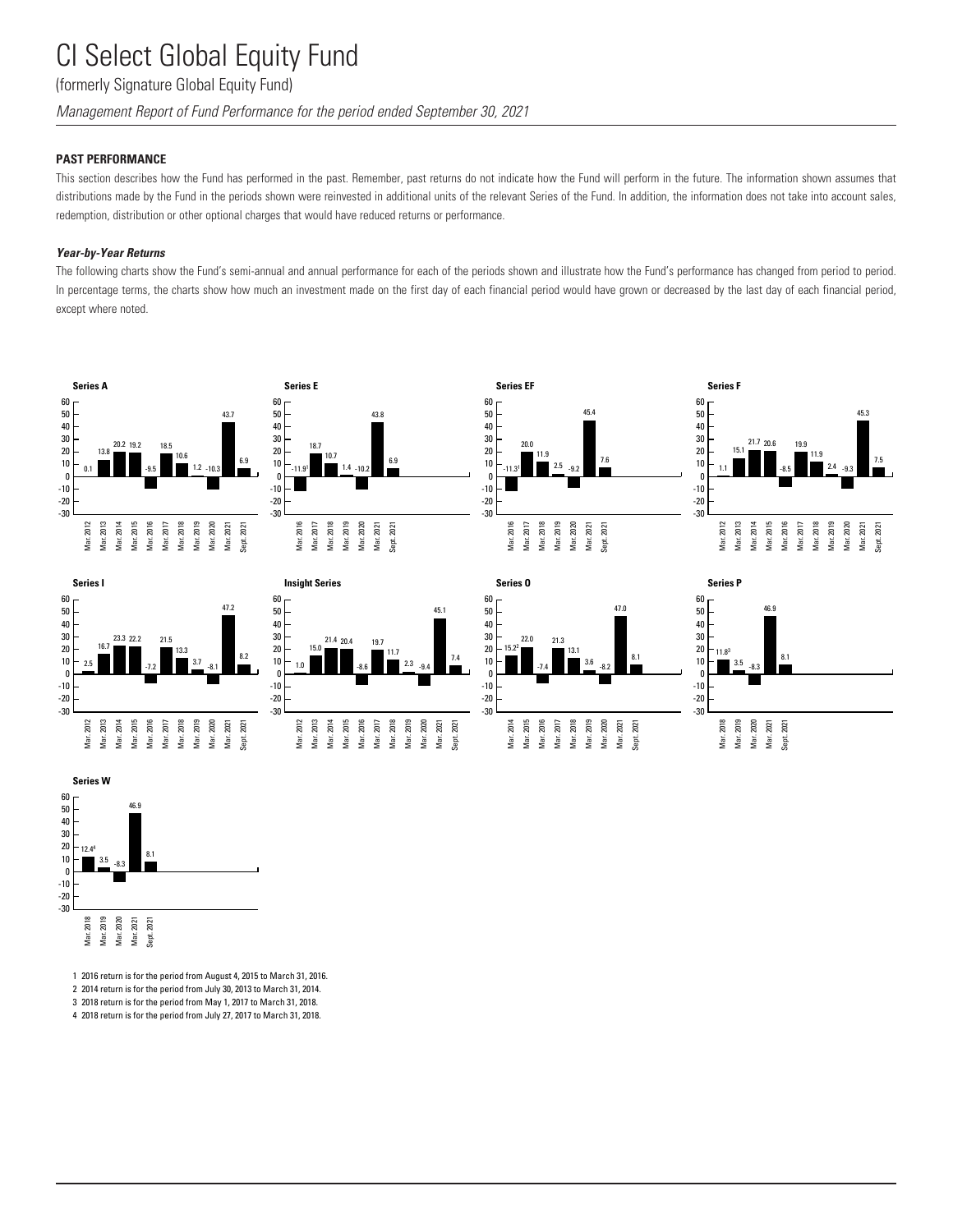## PAST PERFORMANCE

This section describes how the Fund has performed in the past. Remember, past returns do not indicate how the Fund will perform in the future. The information shown assumes that distributions made by the Fund in the periods shown were reinvested in additional units of the relevant Series of the Fund. In addition, the information does not take into account sales, redemption, distribution or other optional charges that would have reduced returns or performance.

### *Year-by-Year Returns*

The following charts show the Fund's semi-annual and annual performance for each of the periods shown and illustrate how the Fund's performance has changed from period to period. In percentage terms, the charts show how much an investment made on the first day of each financial period would have grown or decreased by the last day of each financial period, except where noted.

**Series A**

| Mar. 2012 | Mar. 2013 | Mar. 2014 | Mar. 2015 | Mar. 2016 | Mar. 2017 | Mar. 2018 | Mar. 2019 | Mar. 2020 | Mar. 2021 | Sept. 2021 |
|---|---|---|---|---|---|---|---|---|---|---|
| 0.1 | 13.8 | 20.2 | 19.2 | -9.5 | 18.5 | 10.6 | 1.2 | -10.3 | 43.7 | 6.9 |

**Series E**

| Mar. 2016 | Mar. 2017 | Mar. 2018 | Mar. 2019 | Mar. 2020 | Mar. 2021 | Sept. 2021 |
|---|---|---|---|---|---|---|
| -11.9[1] | 18.7 | 10.7 | 1.4 | -10.2 | 43.8 | 6.9 |

**Series EF**

| Mar. 2016 | Mar. 2017 | Mar. 2018 | Mar. 2019 | Mar. 2020 | Mar. 2021 | Sept. 2021 |
|---|---|---|---|---|---|---|
| -11.3[1] | 20.0 | 11.9 | 2.5 | -9.2 | 45.4 | 7.6 |

**Series F**

| Mar. 2012 | Mar. 2013 | Mar. 2014 | Mar. 2015 | Mar. 2016 | Mar. 2017 | Mar. 2018 | Mar. 2019 | Mar. 2020 | Mar. 2021 | Sept. 2021 |
|---|---|---|---|---|---|---|---|---|---|---|
| 1.1 | 15.1 | 21.7 | 20.6 | -8.5 | 19.9 | 11.9 | 2.4 | -9.3 | 45.3 | 7.5 |

**Series I**

| Mar. 2012 | Mar. 2013 | Mar. 2014 | Mar. 2015 | Mar. 2016 | Mar. 2017 | Mar. 2018 | Mar. 2019 | Mar. 2020 | Mar. 2021 | Sept. 2021 |
|---|---|---|---|---|---|---|---|---|---|---|
| 2.5 | 16.7 | 23.3 | 22.2 | -7.2 | 21.5 | 13.3 | 3.7 | -8.1 | 47.2 | 8.2 |

**Insight Series**

| Mar. 2012 | Mar. 2013 | Mar. 2014 | Mar. 2015 | Mar. 2016 | Mar. 2017 | Mar. 2018 | Mar. 2019 | Mar. 2020 | Mar. 2021 | Sept. 2021 |
|---|---|---|---|---|---|---|---|---|---|---|
| 1.0 | 15.0 | 21.4 | 20.4 | -8.6 | 19.7 | 11.7 | 2.3 | -9.4 | 45.1 | 7.4 |

**Series O**

| Mar. 2014 | Mar. 2015 | Mar. 2016 | Mar. 2017 | Mar. 2018 | Mar. 2019 | Mar. 2020 | Mar. 2021 | Sept. 2021 |
|---|---|---|---|---|---|---|---|---|
| 15.2[2] | 22.0 | -7.4 | 21.3 | 13.1 | 3.6 | -8.2 | 47.0 | 8.1 |

**Series P**

| Mar. 2018 | Mar. 2019 | Mar. 2020 | Mar. 2021 | Sept. 2021 |
|---|---|---|---|---|
| 11.8[3] | 3.5 | -8.3 | 46.9 | 8.1 |

**Series W**

| Mar. 2018 | Mar. 2019 | Mar. 2020 | Mar. 2021 | Sept. 2021 |
|---|---|---|---|---|
| 12.4[4] | 3.5 | -8.3 | 46.9 | 8.1 |

1 2016 return is for the period from August 4, 2015 to March 31, 2016.
2 2014 return is for the period from July 30, 2013 to March 31, 2014.
3 2018 return is for the period from May 1, 2017 to March 31, 2018.
4 2018 return is for the period from July 27, 2017 to March 31, 2018.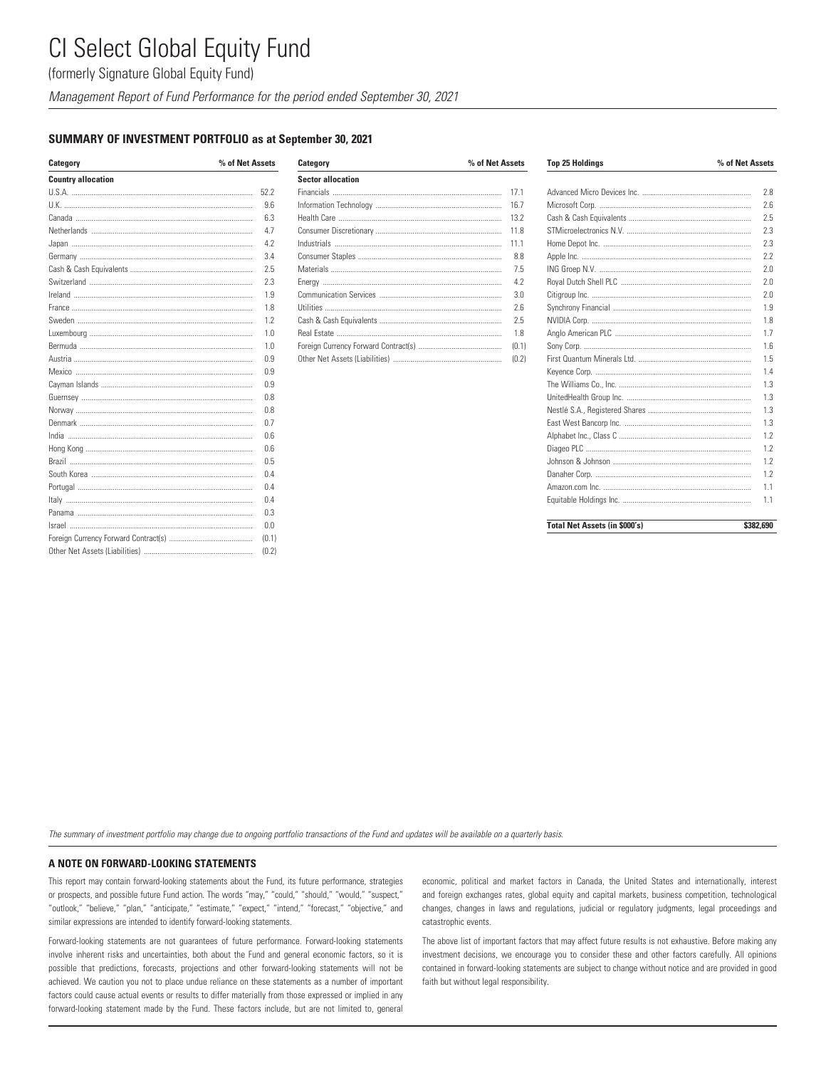# CI Select Global Equity Fund

(formerly Signature Global Equity Fund)

*Management Report of Fund Performance for the period ended September 30, 2021*

## SUMMARY OF INVESTMENT PORTFOLIO as at September 30, 2021

| Category | % of Net Assets |
|---|---|
| **Country allocation** | |
| U.S.A. | 52.2 |
| U.K. | 9.6 |
| Canada | 6.3 |
| Netherlands | 4.7 |
| Japan | 4.2 |
| Germany | 3.4 |
| Cash & Cash Equivalents | 2.5 |
| Switzerland | 2.3 |
| Ireland | 1.9 |
| France | 1.8 |
| Sweden | 1.2 |
| Luxembourg | 1.0 |
| Bermuda | 1.0 |
| Austria | 0.9 |
| Mexico | 0.9 |
| Cayman Islands | 0.9 |
| Guernsey | 0.8 |
| Norway | 0.8 |
| Denmark | 0.7 |
| India | 0.6 |
| Hong Kong | 0.6 |
| Brazil | 0.5 |
| South Korea | 0.4 |
| Portugal | 0.4 |
| Italy | 0.4 |
| Panama | 0.3 |
| Israel | 0.0 |
| Foreign Currency Forward Contract(s) | (0.1) |
| Other Net Assets (Liabilities) | (0.2) |

| Category | % of Net Assets |
|---|---|
| **Sector allocation** | |
| Financials | 17.1 |
| Information Technology | 16.7 |
| Health Care | 13.2 |
| Consumer Discretionary | 11.8 |
| Industrials | 11.1 |
| Consumer Staples | 8.8 |
| Materials | 7.5 |
| Energy | 4.2 |
| Communication Services | 3.0 |
| Utilities | 2.6 |
| Cash & Cash Equivalents | 2.5 |
| Real Estate | 1.8 |
| Foreign Currency Forward Contract(s) | (0.1) |
| Other Net Assets (Liabilities) | (0.2) |

| Top 25 Holdings | % of Net Assets |
|---|---|
| Advanced Micro Devices Inc. | 2.8 |
| Microsoft Corp. | 2.6 |
| Cash & Cash Equivalents | 2.5 |
| STMicroelectronics N.V. | 2.3 |
| Home Depot Inc. | 2.3 |
| Apple Inc. | 2.2 |
| ING Groep N.V. | 2.0 |
| Royal Dutch Shell PLC | 2.0 |
| Citigroup Inc. | 2.0 |
| Synchrony Financial | 1.9 |
| NVIDIA Corp. | 1.8 |
| Anglo American PLC | 1.7 |
| Sony Corp. | 1.6 |
| First Quantum Minerals Ltd. | 1.5 |
| Keyence Corp. | 1.4 |
| The Williams Co., Inc. | 1.3 |
| UnitedHealth Group Inc. | 1.3 |
| Nestlé S.A., Registered Shares | 1.3 |
| East West Bancorp Inc. | 1.3 |
| Alphabet Inc., Class C | 1.2 |
| Diageo PLC | 1.2 |
| Johnson & Johnson | 1.2 |
| Danaher Corp. | 1.2 |
| Amazon.com Inc. | 1.1 |
| Equitable Holdings Inc. | 1.1 |
| **Total Net Assets (in $000's)** | **$382,690** |

*The summary of investment portfolio may change due to ongoing portfolio transactions of the Fund and updates will be available on a quarterly basis.*

## A NOTE ON FORWARD-LOOKING STATEMENTS

This report may contain forward-looking statements about the Fund, its future performance, strategies or prospects, and possible future Fund action. The words "may," "could," "should," "would," "suspect," "outlook," "believe," "plan," "anticipate," "estimate," "expect," "intend," "forecast," "objective," and similar expressions are intended to identify forward-looking statements.

Forward-looking statements are not guarantees of future performance. Forward-looking statements involve inherent risks and uncertainties, both about the Fund and general economic factors, so it is possible that predictions, forecasts, projections and other forward-looking statements will not be achieved. We caution you not to place undue reliance on these statements as a number of important factors could cause actual events or results to differ materially from those expressed or implied in any forward-looking statement made by the Fund. These factors include, but are not limited to, general economic, political and market factors in Canada, the United States and internationally, interest and foreign exchanges rates, global equity and capital markets, business competition, technological changes, changes in laws and regulations, judicial or regulatory judgments, legal proceedings and catastrophic events.

The above list of important factors that may affect future results is not exhaustive. Before making any investment decisions, we encourage you to consider these and other factors carefully. All opinions contained in forward-looking statements are subject to change without notice and are provided in good faith but without legal responsibility.